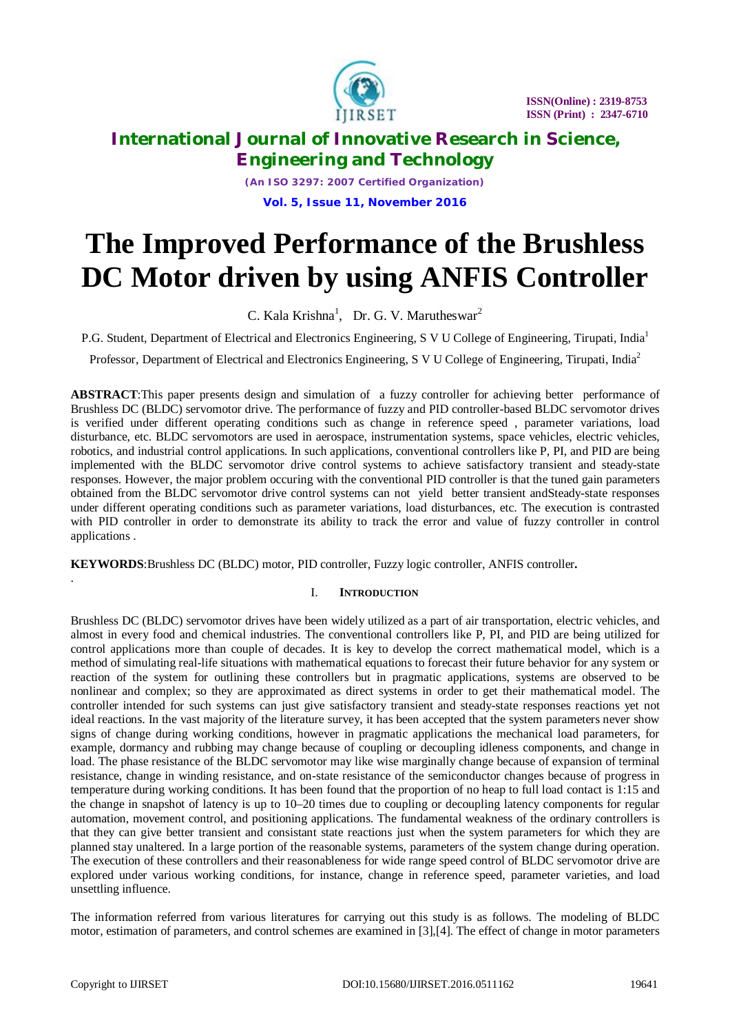# The Improved Performance of the Brushless DC Motor driven by using ANFIS Controller

C. Kala Krishna[1], Dr. G. V. Marutheswar[2]

P.G. Student, Department of Electrical and Electronics Engineering, S V U College of Engineering, Tirupati, India[1]

Professor, Department of Electrical and Electronics Engineering, S V U College of Engineering, Tirupati, India[2]

**ABSTRACT**:This paper presents design and simulation of a fuzzy controller for achieving better performance of Brushless DC (BLDC) servomotor drive. The performance of fuzzy and PID controller-based BLDC servomotor drives is verified under different operating conditions such as change in reference speed , parameter variations, load disturbance, etc. BLDC servomotors are used in aerospace, instrumentation systems, space vehicles, electric vehicles, robotics, and industrial control applications. In such applications, conventional controllers like P, PI, and PID are being implemented with the BLDC servomotor drive control systems to achieve satisfactory transient and steady-state responses. However, the major problem occuring with the conventional PID controller is that the tuned gain parameters obtained from the BLDC servomotor drive control systems can not yield better transient andSteady-state responses under different operating conditions such as parameter variations, load disturbances, etc. The execution is contrasted with PID controller in order to demonstrate its ability to track the error and value of fuzzy controller in control applications .

**KEYWORDS**:Brushless DC (BLDC) motor, PID controller, Fuzzy logic controller, ANFIS controller**.**

## I. INTRODUCTION

Brushless DC (BLDC) servomotor drives have been widely utilized as a part of air transportation, electric vehicles, and almost in every food and chemical industries. The conventional controllers like P, PI, and PID are being utilized for control applications more than couple of decades. It is key to develop the correct mathematical model, which is a method of simulating real-life situations with mathematical equations to forecast their future behavior for any system or reaction of the system for outlining these controllers but in pragmatic applications, systems are observed to be nonlinear and complex; so they are approximated as direct systems in order to get their mathematical model. The controller intended for such systems can just give satisfactory transient and steady-state responses reactions yet not ideal reactions. In the vast majority of the literature survey, it has been accepted that the system parameters never show signs of change during working conditions, however in pragmatic applications the mechanical load parameters, for example, dormancy and rubbing may change because of coupling or decoupling idleness components, and change in load. The phase resistance of the BLDC servomotor may like wise marginally change because of expansion of terminal resistance, change in winding resistance, and on-state resistance of the semiconductor changes because of progress in temperature during working conditions. It has been found that the proportion of no heap to full load contact is 1:15 and the change in snapshot of latency is up to 10–20 times due to coupling or decoupling latency components for regular automation, movement control, and positioning applications. The fundamental weakness of the ordinary controllers is that they can give better transient and consistant state reactions just when the system parameters for which they are planned stay unaltered. In a large portion of the reasonable systems, parameters of the system change during operation. The execution of these controllers and their reasonableness for wide range speed control of BLDC servomotor drive are explored under various working conditions, for instance, change in reference speed, parameter varieties, and load unsettling influence.

The information referred from various literatures for carrying out this study is as follows. The modeling of BLDC motor, estimation of parameters, and control schemes are examined in [3],[4]. The effect of change in motor parameters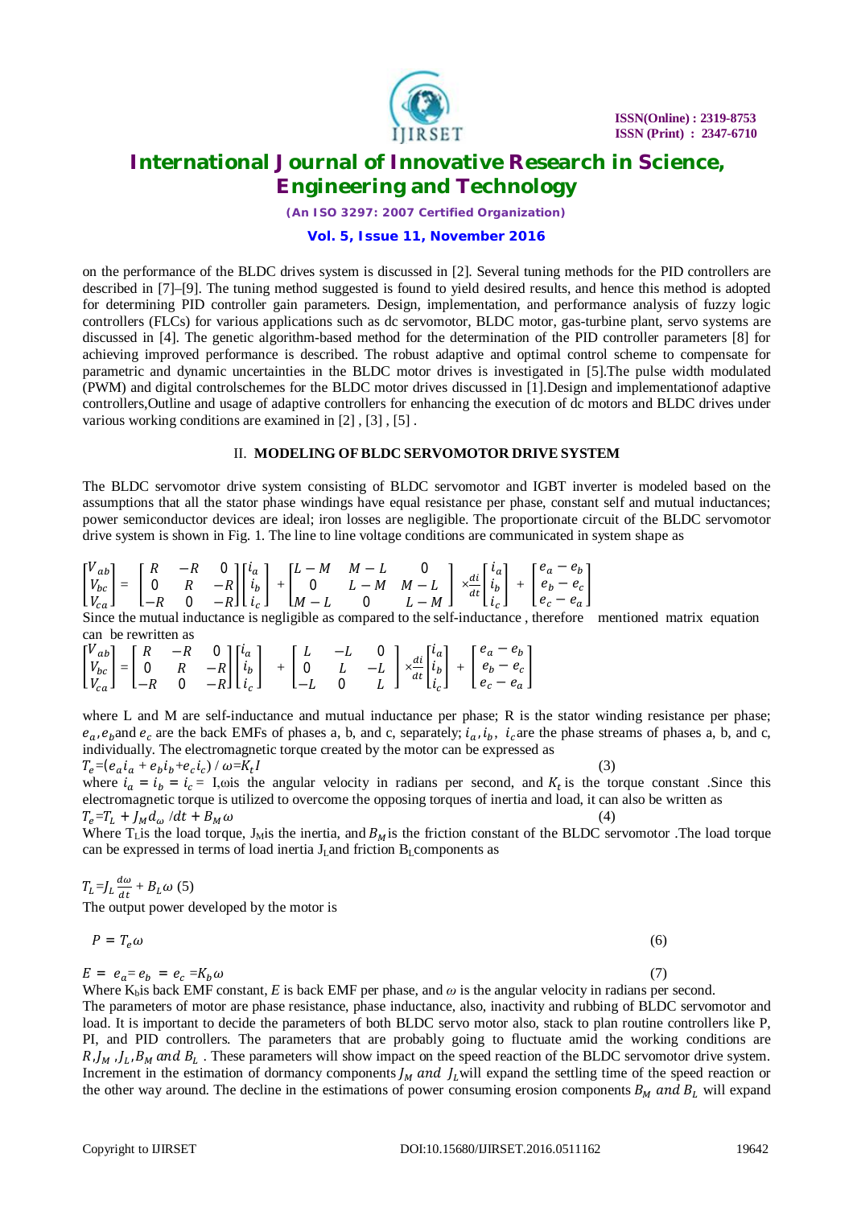on the performance of the BLDC drives system is discussed in [2]. Several tuning methods for the PID controllers are described in [7]–[9]. The tuning method suggested is found to yield desired results, and hence this method is adopted for determining PID controller gain parameters. Design, implementation, and performance analysis of fuzzy logic controllers (FLCs) for various applications such as dc servomotor, BLDC motor, gas-turbine plant, servo systems are discussed in [4]. The genetic algorithm-based method for the determination of the PID controller parameters [8] for achieving improved performance is described. The robust adaptive and optimal control scheme to compensate for parametric and dynamic uncertainties in the BLDC motor drives is investigated in [5].The pulse width modulated (PWM) and digital controlschemes for the BLDC motor drives discussed in [1].Design and implementationof adaptive controllers,Outline and usage of adaptive controllers for enhancing the execution of dc motors and BLDC drives under various working conditions are examined in [2] , [3] , [5] .

## II. MODELING OF BLDC SERVOMOTOR DRIVE SYSTEM

The BLDC servomotor drive system consisting of BLDC servomotor and IGBT inverter is modeled based on the assumptions that all the stator phase windings have equal resistance per phase, constant self and mutual inductances; power semiconductor devices are ideal; iron losses are negligible. The proportionate circuit of the BLDC servomotor drive system is shown in Fig. 1. The line to line voltage conditions are communicated in system shape as

$$\begin{bmatrix} V_{ab} \\ V_{bc} \\ V_{ca} \end{bmatrix} = \begin{bmatrix} R & -R & 0 \\ 0 & R & -R \\ -R & 0 & -R \end{bmatrix} \begin{bmatrix} i_a \\ i_b \\ i_c \end{bmatrix} + \begin{bmatrix} L-M & M-L & 0 \\ 0 & L-M & M-L \\ M-L & 0 & L-M \end{bmatrix} \times \frac{di}{dt} \begin{bmatrix} i_a \\ i_b \\ i_c \end{bmatrix} + \begin{bmatrix} e_a - e_b \\ e_b - e_c \\ e_c - e_a \end{bmatrix}$$

Since the mutual inductance is negligible as compared to the self-inductance , therefore mentioned matrix equation can be rewritten as

$$\begin{bmatrix} V_{ab} \\ V_{bc} \\ V_{ca} \end{bmatrix} = \begin{bmatrix} R & -R & 0 \\ 0 & R & -R \\ -R & 0 & -R \end{bmatrix} \begin{bmatrix} i_a \\ i_b \\ i_c \end{bmatrix} + \begin{bmatrix} L & -L & 0 \\ 0 & L & -L \\ -L & 0 & L \end{bmatrix} \times \frac{di}{dt} \begin{bmatrix} i_a \\ i_b \\ i_c \end{bmatrix} + \begin{bmatrix} e_a - e_b \\ e_b - e_c \\ e_c - e_a \end{bmatrix}$$

where L and M are self-inductance and mutual inductance per phase; R is the stator winding resistance per phase; $e_a, e_b$ and $e_c$ are the back EMFs of phases a, b, and c, separately; $i_a, i_b,\ i_c$ are the phase streams of phases a, b, and c, individually. The electromagnetic torque created by the motor can be expressed as

$$T_e = (e_a i_a + e_b i_b + e_c i_c) / \omega = K_t I \tag{3}$$

where $i_a = i_b = i_c =$ I,ωis the angular velocity in radians per second, and $K_t$ is the torque constant .Since this electromagnetic torque is utilized to overcome the opposing torques of inertia and load, it can also be written as

$$T_e = T_L + J_M d_\omega /dt + B_M \omega \tag{4}$$

Where $T_L$ is the load torque, $J_M$ is the inertia, and $B_M$ is the friction constant of the BLDC servomotor .The load torque can be expressed in terms of load inertia $J_L$ and friction $B_L$ components as

$$T_L = J_L \frac{d\omega}{dt} + B_L \omega \tag{5}$$

The output power developed by the motor is

$$P = T_e \omega \tag{6}$$

$$E = e_a = e_b = e_c = K_b \omega \tag{7}$$

Where $K_b$ is back EMF constant, *E* is back EMF per phase, and *ω* is the angular velocity in radians per second.

The parameters of motor are phase resistance, phase inductance, also, inactivity and rubbing of BLDC servomotor and load. It is important to decide the parameters of both BLDC servo motor also, stack to plan routine controllers like P, PI, and PID controllers. The parameters that are probably going to fluctuate amid the working conditions are $R, J_M, J_L, B_M$ and $B_L$ . These parameters will show impact on the speed reaction of the BLDC servomotor drive system. Increment in the estimation of dormancy components $J_M$ and $J_L$ will expand the settling time of the speed reaction or the other way around. The decline in the estimations of power consuming erosion components $B_M$ and $B_L$ will expand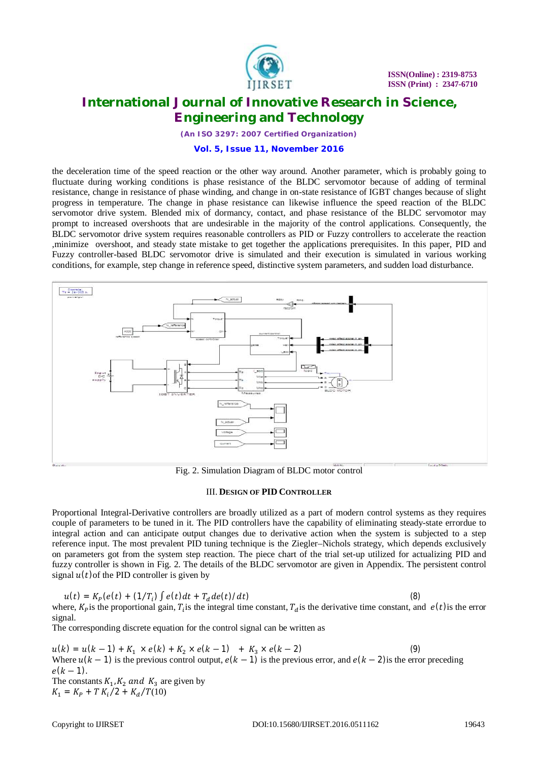the deceleration time of the speed reaction or the other way around. Another parameter, which is probably going to fluctuate during working conditions is phase resistance of the BLDC servomotor because of adding of terminal resistance, change in resistance of phase winding, and change in on-state resistance of IGBT changes because of slight progress in temperature. The change in phase resistance can likewise influence the speed reaction of the BLDC servomotor drive system. Blended mix of dormancy, contact, and phase resistance of the BLDC servomotor may prompt to increased overshoots that are undesirable in the majority of the control applications. Consequently, the BLDC servomotor drive system requires reasonable controllers as PID or Fuzzy controllers to accelerate the reaction ,minimize overshoot, and steady state mistake to get together the applications prerequisites. In this paper, PID and Fuzzy controller-based BLDC servomotor drive is simulated and their execution is simulated in various working conditions, for example, step change in reference speed, distinctive system parameters, and sudden load disturbance.

Fig. 2. Simulation Diagram of BLDC motor control

## III. Design of PID Controller

Proportional Integral-Derivative controllers are broadly utilized as a part of modern control systems as they requires couple of parameters to be tuned in it. The PID controllers have the capability of eliminating steady-state errordue to integral action and can anticipate output changes due to derivative action when the system is subjected to a step reference input. The most prevalent PID tuning technique is the Ziegler–Nichols strategy, which depends exclusively on parameters got from the system step reaction. The piece chart of the trial set-up utilized for actualizing PID and fuzzy controller is shown in Fig. 2. The details of the BLDC servomotor are given in Appendix. The persistent control signal $u(t)$ of the PID controller is given by

$$u(t) = K_P(e(t) + (1/T_i)\int e(t)dt + T_d de(t)/dt) \quad (8)$$

where, $K_P$ is the proportional gain, $T_i$ is the integral time constant, $T_d$ is the derivative time constant, and $e(t)$ is the error signal.

The corresponding discrete equation for the control signal can be written as

$$u(k) = u(k-1) + K_1 \times e(k) + K_2 \times e(k-1) + K_3 \times e(k-2) \quad (9)$$

Where $u(k-1)$ is the previous control output, $e(k-1)$ is the previous error, and $e(k-2)$ is the error preceding $e(k-1)$.

The constants $K_1, K_2$ and $K_3$ are given by

$$K_1 = K_P + T\,K_i/2 + K_d/T \quad (10)$$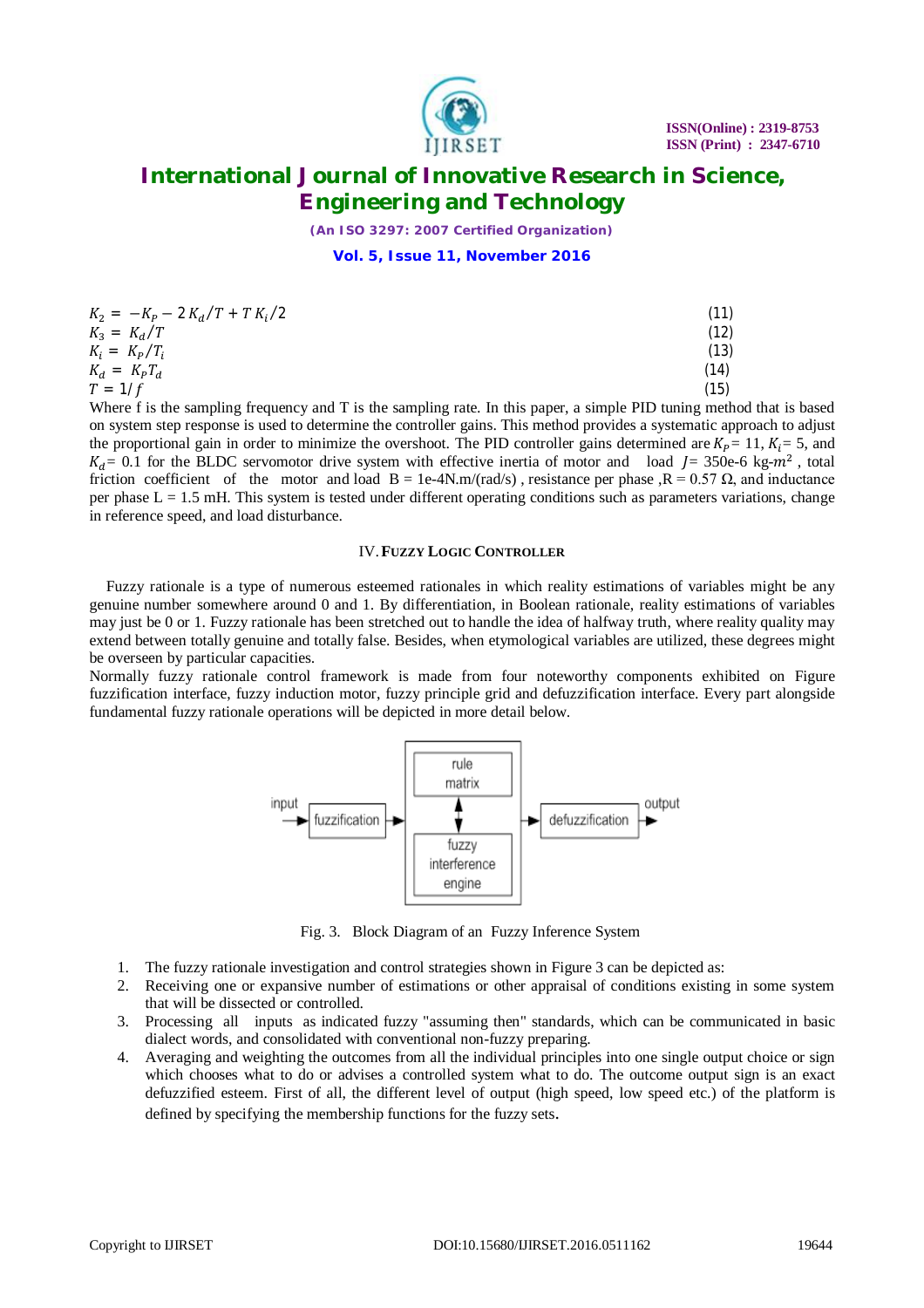$$K_2 = -K_P - 2K_d/T + TK_i/2 \quad (11)$$
$$K_3 = K_d/T \quad (12)$$
$$K_i = K_P/T_i \quad (13)$$
$$K_d = K_P T_d \quad (14)$$
$$T = 1/f \quad (15)$$

Where f is the sampling frequency and T is the sampling rate. In this paper, a simple PID tuning method that is based on system step response is used to determine the controller gains. This method provides a systematic approach to adjust the proportional gain in order to minimize the overshoot. The PID controller gains determined are $K_P$= 11, $K_i$= 5, and $K_d$= 0.1 for the BLDC servomotor drive system with effective inertia of motor and load $J$= 350e-6 kg-$m^2$ , total friction coefficient of the motor and load B = 1e-4N.m/(rad/s) , resistance per phase ,R = 0.57 Ω, and inductance per phase L = 1.5 mH. This system is tested under different operating conditions such as parameters variations, change in reference speed, and load disturbance.

## IV. Fuzzy Logic Controller

Fuzzy rationale is a type of numerous esteemed rationales in which reality estimations of variables might be any genuine number somewhere around 0 and 1. By differentiation, in Boolean rationale, reality estimations of variables may just be 0 or 1. Fuzzy rationale has been stretched out to handle the idea of halfway truth, where reality quality may extend between totally genuine and totally false. Besides, when etymological variables are utilized, these degrees might be overseen by particular capacities.

Normally fuzzy rationale control framework is made from four noteworthy components exhibited on Figure fuzzification interface, fuzzy induction motor, fuzzy principle grid and defuzzification interface. Every part alongside fundamental fuzzy rationale operations will be depicted in more detail below.

Fig. 3. Block Diagram of an Fuzzy Inference System

1. The fuzzy rationale investigation and control strategies shown in Figure 3 can be depicted as:
2. Receiving one or expansive number of estimations or other appraisal of conditions existing in some system that will be dissected or controlled.
3. Processing all inputs as indicated fuzzy "assuming then" standards, which can be communicated in basic dialect words, and consolidated with conventional non-fuzzy preparing.
4. Averaging and weighting the outcomes from all the individual principles into one single output choice or sign which chooses what to do or advises a controlled system what to do. The outcome output sign is an exact defuzzified esteem. First of all, the different level of output (high speed, low speed etc.) of the platform is defined by specifying the membership functions for the fuzzy sets.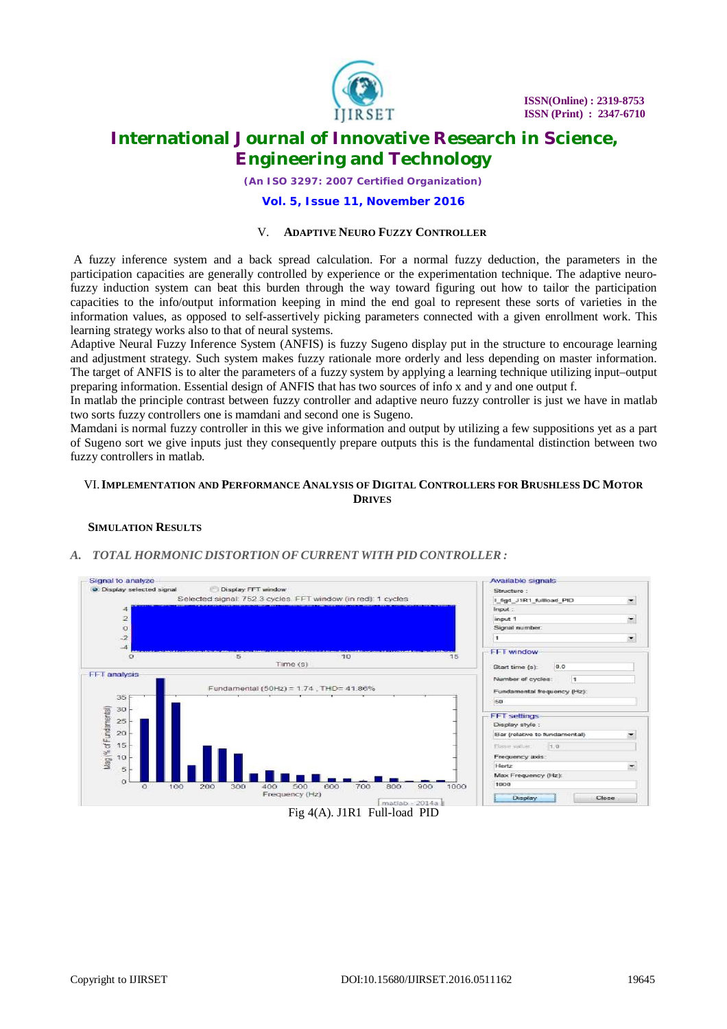## V. Adaptive Neuro Fuzzy Controller

A fuzzy inference system and a back spread calculation. For a normal fuzzy deduction, the parameters in the participation capacities are generally controlled by experience or the experimentation technique. The adaptive neuro-fuzzy induction system can beat this burden through the way toward figuring out how to tailor the participation capacities to the info/output information keeping in mind the end goal to represent these sorts of varieties in the information values, as opposed to self-assertively picking parameters connected with a given enrollment work. This learning strategy works also to that of neural systems.

Adaptive Neural Fuzzy Inference System (ANFIS) is fuzzy Sugeno display put in the structure to encourage learning and adjustment strategy. Such system makes fuzzy rationale more orderly and less depending on master information. The target of ANFIS is to alter the parameters of a fuzzy system by applying a learning technique utilizing input–output preparing information. Essential design of ANFIS that has two sources of info x and y and one output f.

In matlab the principle contrast between fuzzy controller and adaptive neuro fuzzy controller is just we have in matlab two sorts fuzzy controllers one is mamdani and second one is Sugeno.

Mamdani is normal fuzzy controller in this we give information and output by utilizing a few suppositions yet as a part of Sugeno sort we give inputs just they consequently prepare outputs this is the fundamental distinction between two fuzzy controllers in matlab.

## VI. Implementation and Performance Analysis of Digital Controllers for Brushless DC Motor Drives

### Simulation Results

### *A. Total Hormonic Distortion of Current with PID Controller :*

Fig 4(A). J1R1 Full-load PID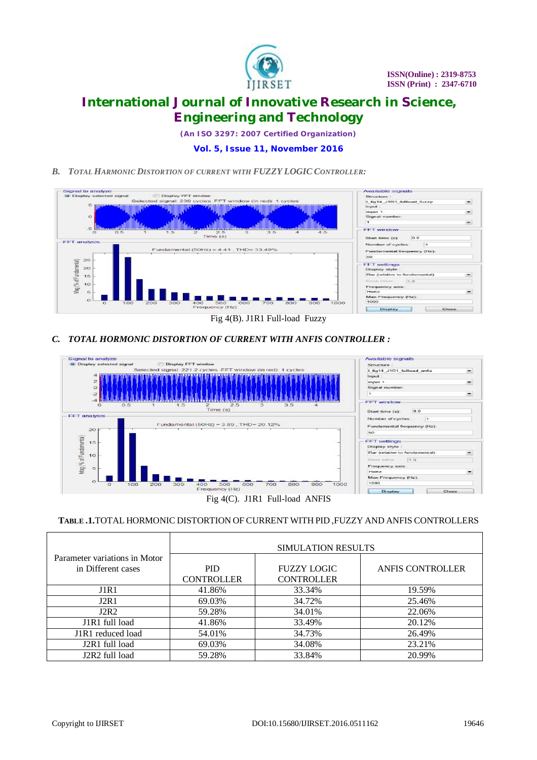### B. *TOTAL HARMONIC DISTORTION OF CURRENT WITH FUZZY LOGIC CONTROLLER:*

Fig 4(B). J1R1 Full-load Fuzzy

### C. *TOTAL HORMONIC DISTORTION OF CURRENT WITH ANFIS CONTROLLER :*

Fig 4(C). J1R1 Full-load ANFIS

**TABLE .1.**TOTAL HORMONIC DISTORTION OF CURRENT WITH PID ,FUZZY AND ANFIS CONTROLLERS

| Parameter variations in Motor in Different cases | SIMULATION RESULTS | | |
|---|---|---|---|
| | PID CONTROLLER | FUZZY LOGIC CONTROLLER | ANFIS CONTROLLER |
| J1R1 | 41.86% | 33.34% | 19.59% |
| J2R1 | 69.03% | 34.72% | 25.46% |
| J2R2 | 59.28% | 34.01% | 22.06% |
| J1R1 full load | 41.86% | 33.49% | 20.12% |
| J1R1 reduced load | 54.01% | 34.73% | 26.49% |
| J2R1 full load | 69.03% | 34.08% | 23.21% |
| J2R2 full load | 59.28% | 33.84% | 20.99% |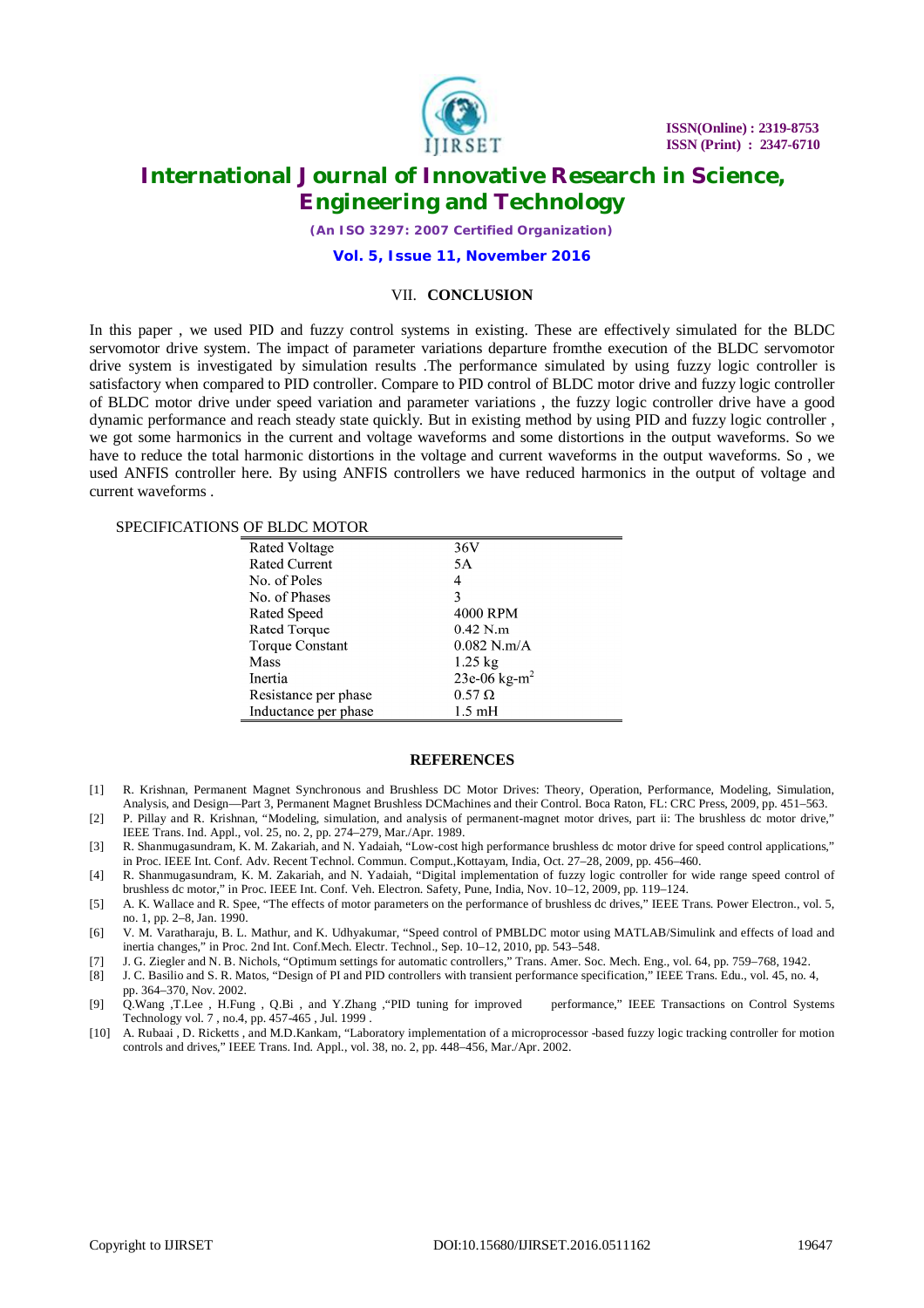## VII. CONCLUSION

In this paper , we used PID and fuzzy control systems in existing. These are effectively simulated for the BLDC servomotor drive system. The impact of parameter variations departure fromthe execution of the BLDC servomotor drive system is investigated by simulation results .The performance simulated by using fuzzy logic controller is satisfactory when compared to PID controller. Compare to PID control of BLDC motor drive and fuzzy logic controller of BLDC motor drive under speed variation and parameter variations , the fuzzy logic controller drive have a good dynamic performance and reach steady state quickly. But in existing method by using PID and fuzzy logic controller , we got some harmonics in the current and voltage waveforms and some distortions in the output waveforms. So we have to reduce the total harmonic distortions in the voltage and current waveforms in the output waveforms. So , we used ANFIS controller here. By using ANFIS controllers we have reduced harmonics in the output of voltage and current waveforms .

SPECIFICATIONS OF BLDC MOTOR

| | |
|---|---|
| Rated Voltage | 36V |
| Rated Current | 5A |
| No. of Poles | 4 |
| No. of Phases | 3 |
| Rated Speed | 4000 RPM |
| Rated Torque | 0.42 N.m |
| Torque Constant | 0.082 N.m/A |
| Mass | 1.25 kg |
| Inertia | 23e-06 kg-m$^2$ |
| Resistance per phase | 0.57 Ω |
| Inductance per phase | 1.5 mH |

## REFERENCES

[1] R. Krishnan, Permanent Magnet Synchronous and Brushless DC Motor Drives: Theory, Operation, Performance, Modeling, Simulation, Analysis, and Design—Part 3, Permanent Magnet Brushless DCMachines and their Control. Boca Raton, FL: CRC Press, 2009, pp. 451–563.

[2] P. Pillay and R. Krishnan, "Modeling, simulation, and analysis of permanent-magnet motor drives, part ii: The brushless dc motor drive," IEEE Trans. Ind. Appl., vol. 25, no. 2, pp. 274–279, Mar./Apr. 1989.

[3] R. Shanmugasundram, K. M. Zakariah, and N. Yadaiah, "Low-cost high performance brushless dc motor drive for speed control applications," in Proc. IEEE Int. Conf. Adv. Recent Technol. Commun. Comput.,Kottayam, India, Oct. 27–28, 2009, pp. 456–460.

[4] R. Shanmugasundram, K. M. Zakariah, and N. Yadaiah, "Digital implementation of fuzzy logic controller for wide range speed control of brushless dc motor," in Proc. IEEE Int. Conf. Veh. Electron. Safety, Pune, India, Nov. 10–12, 2009, pp. 119–124.

[5] A. K. Wallace and R. Spee, "The effects of motor parameters on the performance of brushless dc drives," IEEE Trans. Power Electron., vol. 5, no. 1, pp. 2–8, Jan. 1990.

[6] V. M. Varatharaju, B. L. Mathur, and K. Udhyakumar, "Speed control of PMBLDC motor using MATLAB/Simulink and effects of load and inertia changes," in Proc. 2nd Int. Conf.Mech. Electr. Technol., Sep. 10–12, 2010, pp. 543–548.

[7] J. G. Ziegler and N. B. Nichols, "Optimum settings for automatic controllers," Trans. Amer. Soc. Mech. Eng., vol. 64, pp. 759–768, 1942.

[8] J. C. Basilio and S. R. Matos, "Design of PI and PID controllers with transient performance specification," IEEE Trans. Edu., vol. 45, no. 4, pp. 364–370, Nov. 2002.

[9] Q.Wang ,T.Lee , H.Fung , Q.Bi , and Y.Zhang ,"PID tuning for improved performance," IEEE Transactions on Control Systems Technology vol. 7 , no.4, pp. 457-465 , Jul. 1999 .

[10] A. Rubaai , D. Ricketts , and M.D.Kankam, "Laboratory implementation of a microprocessor -based fuzzy logic tracking controller for motion controls and drives," IEEE Trans. Ind. Appl., vol. 38, no. 2, pp. 448–456, Mar./Apr. 2002.